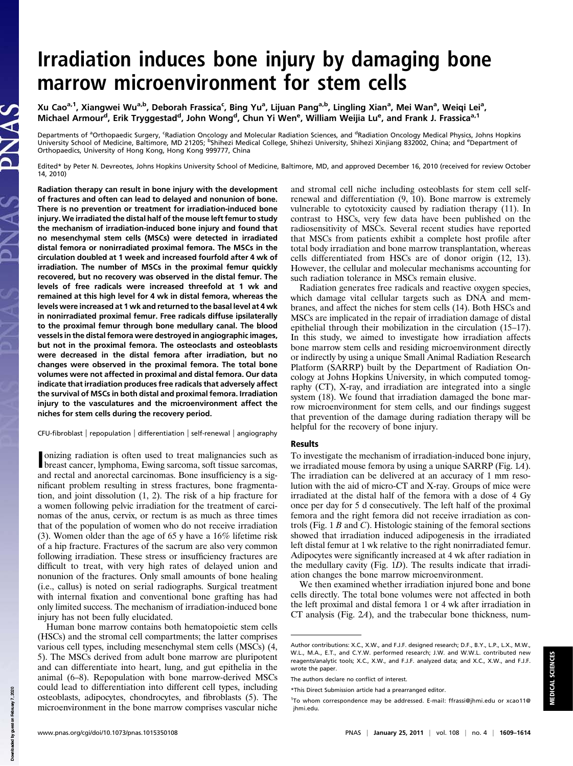# Irradiation induces bone injury by damaging bone marrow microenvironment for stem cells

Xu Cao[a,1], Xiangwei Wu[a,b], Deborah Frassica[c], Bing Yu[a], Lijuan Pang[a,b], Lingling Xian[a], Mei Wan[a], Weiqi Lei[a], Michael Armour[d], Erik Tryggestad[d], John Wong[d], Chun Yi Wen[e], William Weijia Lu[e], and Frank J. Frassica[a,1]

Departments of [a]Orthopaedic Surgery, [c]Radiation Oncology and Molecular Radiation Sciences, and [d]Radiation Oncology Medical Physics, Johns Hopkins University School of Medicine, Baltimore, MD 21205; [b]Shihezi Medical College, Shihezi University, Shihezi Xinjiang 832002, China; and [e]Department of Orthopaedics, University of Hong Kong, Hong Kong 999777, China

Edited* by Peter N. Devreotes, Johns Hopkins University School of Medicine, Baltimore, MD, and approved December 16, 2010 (received for review October 14, 2010)

**Radiation therapy can result in bone injury with the development of fractures and often can lead to delayed and nonunion of bone. There is no prevention or treatment for irradiation-induced bone injury. We irradiated the distal half of the mouse left femur to study the mechanism of irradiation-induced bone injury and found that no mesenchymal stem cells (MSCs) were detected in irradiated distal femora or nonirradiated proximal femora. The MSCs in the circulation doubled at 1 week and increased fourfold after 4 wk of irradiation. The number of MSCs in the proximal femur quickly recovered, but no recovery was observed in the distal femur. The levels of free radicals were increased threefold at 1 wk and remained at this high level for 4 wk in distal femora, whereas the levels were increased at 1 wk and returned to the basal level at 4 wk in nonirradiated proximal femur. Free radicals diffuse ipsilaterally to the proximal femur through bone medullary canal. The blood vessels in the distal femora were destroyed in angiographic images, but not in the proximal femora. The osteoclasts and osteoblasts were decreased in the distal femora after irradiation, but no changes were observed in the proximal femora. The total bone volumes were not affected in proximal and distal femora. Our data indicate that irradiation produces free radicals that adversely affect the survival of MSCs in both distal and proximal femora. Irradiation injury to the vasculatures and the microenvironment affect the niches for stem cells during the recovery period.**

CFU-fibroblast | repopulation | differentiation | self-renewal | angiography

Ionizing radiation is often used to treat malignancies such as breast cancer, lymphoma, Ewing sarcoma, soft tissue sarcomas, and rectal and anorectal carcinomas. Bone insufficiency is a significant problem resulting in stress fractures, bone fragmentation, and joint dissolution (1, 2). The risk of a hip fracture for a women following pelvic irradiation for the treatment of carcinomas of the anus, cervix, or rectum is as much as three times that of the population of women who do not receive irradiation (3). Women older than the age of 65 y have a 16% lifetime risk of a hip fracture. Fractures of the sacrum are also very common following irradiation. These stress or insufficiency fractures are difficult to treat, with very high rates of delayed union and nonunion of the fractures. Only small amounts of bone healing (i.e., callus) is noted on serial radiographs. Surgical treatment with internal fixation and conventional bone grafting has had only limited success. The mechanism of irradiation-induced bone injury has not been fully elucidated.

Human bone marrow contains both hematopoietic stem cells (HSCs) and the stromal cell compartments; the latter comprises various cell types, including mesenchymal stem cells (MSCs) (4, 5). The MSCs derived from adult bone marrow are pluripotent and can differentiate into heart, lung, and gut epithelia in the animal (6–8). Repopulation with bone marrow-derived MSCs could lead to differentiation into different cell types, including osteoblasts, adipocytes, chondrocytes, and fibroblasts (5). The microenvironment in the bone marrow comprises vascular niche and stromal cell niche including osteoblasts for stem cell self-renewal and differentiation (9, 10). Bone marrow is extremely vulnerable to cytotoxicity caused by radiation therapy (11). In contrast to HSCs, very few data have been published on the radiosensitivity of MSCs. Several recent studies have reported that MSCs from patients exhibit a complete host profile after total body irradiation and bone marrow transplantation, whereas cells differentiated from HSCs are of donor origin (12, 13). However, the cellular and molecular mechanisms accounting for such radiation tolerance in MSCs remain elusive.

Radiation generates free radicals and reactive oxygen species, which damage vital cellular targets such as DNA and membranes, and affect the niches for stem cells (14). Both HSCs and MSCs are implicated in the repair of irradiation damage of distal epithelial through their mobilization in the circulation (15–17). In this study, we aimed to investigate how irradiation affects bone marrow stem cells and residing microenvironment directly or indirectly by using a unique Small Animal Radiation Research Platform (SARRP) built by the Department of Radiation Oncology at Johns Hopkins University, in which computed tomography (CT), X-ray, and irradiation are integrated into a single system (18). We found that irradiation damaged the bone marrow microenvironment for stem cells, and our findings suggest that prevention of the damage during radiation therapy will be helpful for the recovery of bone injury.

## Results

To investigate the mechanism of irradiation-induced bone injury, we irradiated mouse femora by using a unique SARRP (Fig. 1*A*). The irradiation can be delivered at an accuracy of 1 mm resolution with the aid of micro-CT and X-ray. Groups of mice were irradiated at the distal half of the femora with a dose of 4 Gy once per day for 5 d consecutively. The left half of the proximal femora and the right femora did not receive irradiation as controls (Fig. 1 *B* and *C*). Histologic staining of the femoral sections showed that irradiation induced adipogenesis in the irradiated left distal femur at 1 wk relative to the right nonirradiated femur. Adipocytes were significantly increased at 4 wk after radiation in the medullary cavity (Fig. 1*D*). The results indicate that irradiation changes the bone marrow microenvironment.

We then examined whether irradiation injured bone and bone cells directly. The total bone volumes were not affected in both the left proximal and distal femora 1 or 4 wk after irradiation in CT analysis (Fig. 2*A*), and the trabecular bone thickness, num-

Author contributions: X.C., X.W., and F.J.F. designed research; D.F., B.Y., L.P., L.X., M.W., W.L., M.A., E.T., and C.Y.W. performed research; J.W. and W.W.L. contributed new reagents/analytic tools; X.C., X.W., and F.J.F. analyzed data; and X.C., X.W., and F.J.F. wrote the paper.

The authors declare no conflict of interest.

*This Direct Submission article had a prearranged editor.

[1]To whom correspondence may be addressed. E-mail: ffrassi@jhmi.edu or xcao11@jhmi.edu.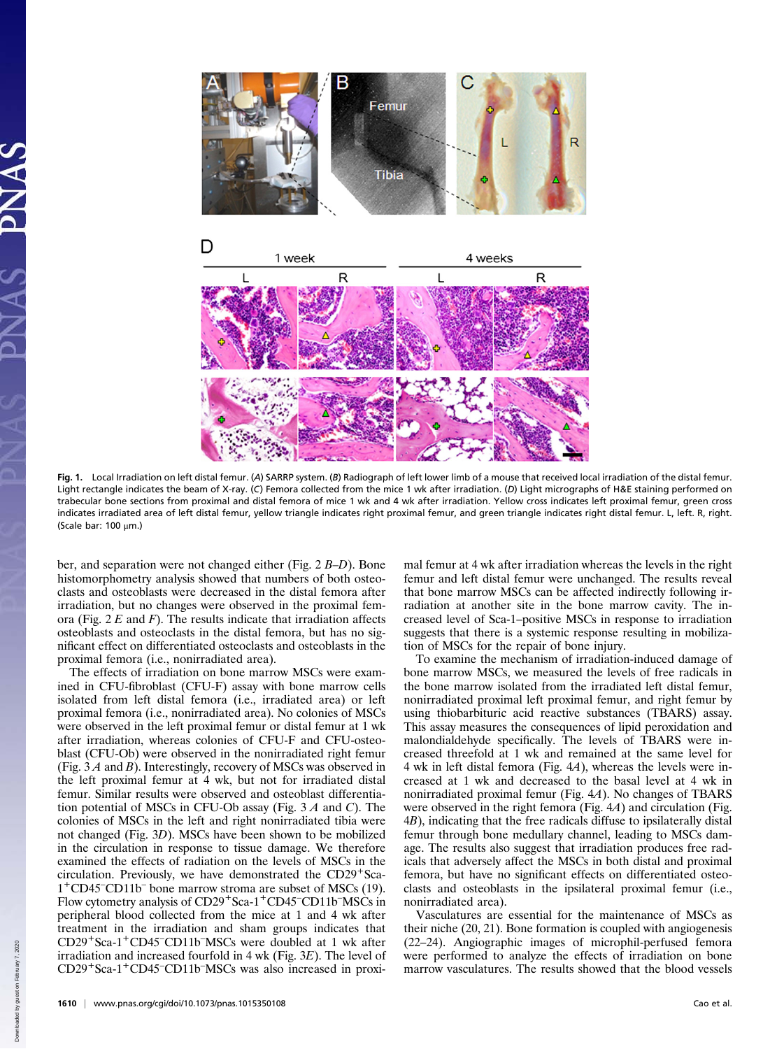**Fig. 1.** Local Irradiation on left distal femur. (*A*) SARRP system. (*B*) Radiograph of left lower limb of a mouse that received local irradiation of the distal femur. Light rectangle indicates the beam of X-ray. (*C*) Femora collected from the mice 1 wk after irradiation. (*D*) Light micrographs of H&E staining performed on trabecular bone sections from proximal and distal femora of mice 1 wk and 4 wk after irradiation. Yellow cross indicates left proximal femur, green cross indicates irradiated area of left distal femur, yellow triangle indicates right proximal femur, and green triangle indicates right distal femur. L, left. R, right. (Scale bar: 100 μm.)

ber, and separation were not changed either (Fig. 2 *B*–*D*). Bone histomorphometry analysis showed that numbers of both osteoclasts and osteoblasts were decreased in the distal femora after irradiation, but no changes were observed in the proximal femora (Fig. 2 *E* and *F*). The results indicate that irradiation affects osteoblasts and osteoclasts in the distal femora, but has no significant effect on differentiated osteoclasts and osteoblasts in the proximal femora (i.e., nonirradiated area).

The effects of irradiation on bone marrow MSCs were examined in CFU-fibroblast (CFU-F) assay with bone marrow cells isolated from left distal femora (i.e., irradiated area) or left proximal femora (i.e., nonirradiated area). No colonies of MSCs were observed in the left proximal femur or distal femur at 1 wk after irradiation, whereas colonies of CFU-F and CFU-osteoblast (CFU-Ob) were observed in the nonirradiated right femur (Fig. 3 *A* and *B*). Interestingly, recovery of MSCs was observed in the left proximal femur at 4 wk, but not for irradiated distal femur. Similar results were observed and osteoblast differentiation potential of MSCs in CFU-Ob assay (Fig. 3 *A* and *C*). The colonies of MSCs in the left and right nonirradiated tibia were not changed (Fig. 3*D*). MSCs have been shown to be mobilized in the circulation in response to tissue damage. We therefore examined the effects of radiation on the levels of MSCs in the circulation. Previously, we have demonstrated the CD29$^+$Sca-1$^+$CD45$^-$CD11b$^-$ bone marrow stroma are subset of MSCs (19). Flow cytometry analysis of CD29$^+$Sca-1$^+$CD45$^-$CD11b$^-$MSCs in peripheral blood collected from the mice at 1 and 4 wk after treatment in the irradiation and sham groups indicates that CD29$^+$Sca-1$^+$CD45$^-$CD11b$^-$MSCs were doubled at 1 wk after irradiation and increased fourfold in 4 wk (Fig. 3*E*). The level of CD29$^+$Sca-1$^+$CD45$^-$CD11b$^-$MSCs was also increased in proximal femur at 4 wk after irradiation whereas the levels in the right femur and left distal femur were unchanged. The results reveal that bone marrow MSCs can be affected indirectly following irradiation at another site in the bone marrow cavity. The increased level of Sca-1–positive MSCs in response to irradiation suggests that there is a systemic response resulting in mobilization of MSCs for the repair of bone injury.

To examine the mechanism of irradiation-induced damage of bone marrow MSCs, we measured the levels of free radicals in the bone marrow isolated from the irradiated left distal femur, nonirradiated proximal left proximal femur, and right femur by using thiobarbituric acid reactive substances (TBARS) assay. This assay measures the consequences of lipid peroxidation and malondialdehyde specifically. The levels of TBARS were increased threefold at 1 wk and remained at the same level for 4 wk in left distal femora (Fig. 4*A*), whereas the levels were increased at 1 wk and decreased to the basal level at 4 wk in nonirradiated proximal femur (Fig. 4*A*). No changes of TBARS were observed in the right femora (Fig. 4*A*) and circulation (Fig. 4*B*), indicating that the free radicals diffuse to ipsilaterally distal femur through bone medullary channel, leading to MSCs damage. The results also suggest that irradiation produces free radicals that adversely affect the MSCs in both distal and proximal femora, but have no significant effects on differentiated osteoclasts and osteoblasts in the ipsilateral proximal femur (i.e., nonirradiated area).

Vasculatures are essential for the maintenance of MSCs as their niche (20, 21). Bone formation is coupled with angiogenesis (22–24). Angiographic images of microphil-perfused femora were performed to analyze the effects of irradiation on bone marrow vasculatures. The results showed that the blood vessels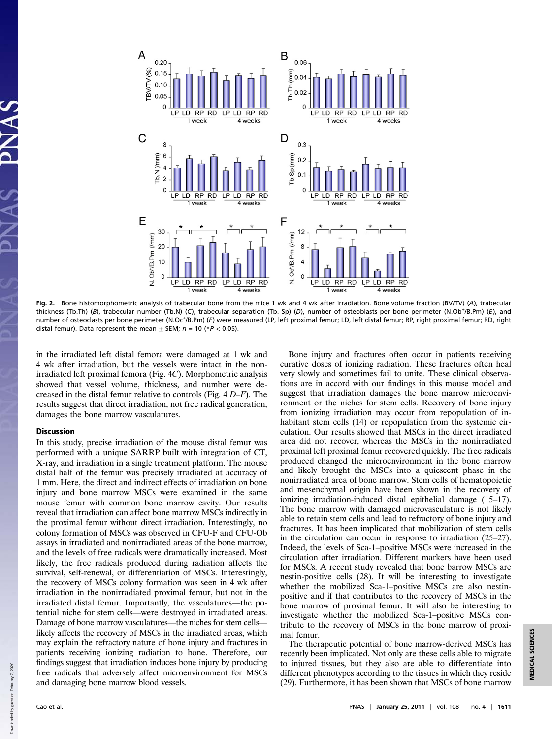A

0.20
0.15
0.10
0.05
0

TBV/TV (%)

LP LD RP RD LP LD RP RD

1 week 4 weeks

B

0.06
0.04
0.02
0

Tb.Th (mm)

LP LD RP RD LP LD RP RD

1 week 4 weeks

C

8
6
4
2
0

Tb.N (/mm)

LP LD RP RD LP LD RP RD

1 week 4 weeks

D

0.3
0.2
0.1
0

Tb.Sp (mm)

LP LD RP RD LP LD RP RD

1 week 4 weeks

E

30
20
10
0

N. Ob⁺/B.Pm (/mm)

\* \* \* \*

LP LD RP RD LP LD RP RD

1 week 4 weeks

F

12
8
4
0

N. Oc⁺/B.Pm (/mm)

\* \* \* \*

LP LD RP RD LP LD RP RD

1 week 4 weeks

**Fig. 2.** Bone histomorphometric analysis of trabecular bone from the mice 1 wk and 4 wk after irradiation. Bone volume fraction (BV/TV) (*A*), trabecular thickness (Tb.Th) (*B*), trabecular number (Tb.N) (*C*), trabecular separation (Tb. Sp) (*D*), number of osteoblasts per bone perimeter (N.Ob⁺/B.Pm) (*E*), and number of osteoclasts per bone perimeter (N.Oc⁺/B.Pm) (*F*) were measured (LP, left proximal femur; LD, left distal femur; RP, right proximal femur; RD, right distal femur). Data represent the mean ± SEM; $n = 10$ (\*$P < 0.05$).

in the irradiated left distal femora were damaged at 1 wk and 4 wk after irradiation, but the vessels were intact in the nonirradiated left proximal femora (Fig. 4*C*). Morphometric analysis showed that vessel volume, thickness, and number were decreased in the distal femur relative to controls (Fig. 4 *D–F*). The results suggest that direct irradiation, not free radical generation, damages the bone marrow vasculatures.

## Discussion

In this study, precise irradiation of the mouse distal femur was performed with a unique SARRP built with integration of CT, X-ray, and irradiation in a single treatment platform. The mouse distal half of the femur was precisely irradiated at accuracy of 1 mm. Here, the direct and indirect effects of irradiation on bone injury and bone marrow MSCs were examined in the same mouse femur with common bone marrow cavity. Our results reveal that irradiation can affect bone marrow MSCs indirectly in the proximal femur without direct irradiation. Interestingly, no colony formation of MSCs was observed in CFU-F and CFU-Ob assays in irradiated and nonirradiated areas of the bone marrow, and the levels of free radicals were dramatically increased. Most likely, the free radicals produced during radiation affects the survival, self-renewal, or differentiation of MSCs. Interestingly, the recovery of MSCs colony formation was seen in 4 wk after irradiation in the nonirradiated proximal femur, but not in the irradiated distal femur. Importantly, the vasculatures—the potential niche for stem cells—were destroyed in irradiated areas. Damage of bone marrow vasculatures—the niches for stem cells—likely affects the recovery of MSCs in the irradiated areas, which may explain the refractory nature of bone injury and fractures in patients receiving ionizing radiation to bone. Therefore, our findings suggest that irradiation induces bone injury by producing free radicals that adversely affect microenvironment for MSCs and damaging bone marrow blood vessels.

Bone injury and fractures often occur in patients receiving curative doses of ionizing radiation. These fractures often heal very slowly and sometimes fail to unite. These clinical observations are in accord with our findings in this mouse model and suggest that irradiation damages the bone marrow microenvironment or the niches for stem cells. Recovery of bone injury from ionizing irradiation may occur from repopulation of inhabitant stem cells (14) or repopulation from the systemic circulation. Our results showed that MSCs in the direct irradiated area did not recover, whereas the MSCs in the nonirradiated proximal left proximal femur recovered quickly. The free radicals produced changed the microenvironment in the bone marrow and likely brought the MSCs into a quiescent phase in the nonirradiated area of bone marrow. Stem cells of hematopoietic and mesenchymal origin have been shown in the recovery of ionizing irradiation-induced distal epithelial damage (15–17). The bone marrow with damaged microvasculature is not likely able to retain stem cells and lead to refractory of bone injury and fractures. It has been implicated that mobilization of stem cells in the circulation can occur in response to irradiation (25–27). Indeed, the levels of Sca-1–positive MSCs were increased in the circulation after irradiation. Different markers have been used for MSCs. A recent study revealed that bone barrow MSCs are nestin-positive cells (28). It will be interesting to investigate whether the mobilized Sca-1–positive MSCs are also nestin-positive and if that contributes to the recovery of MSCs in the bone marrow of proximal femur. It will also be interesting to investigate whether the mobilized Sca-1–positive MSCs contribute to the recovery of MSCs in the bone marrow of proximal femur.

The therapeutic potential of bone marrow-derived MSCs has recently been implicated. Not only are these cells able to migrate to injured tissues, but they also are able to differentiate into different phenotypes according to the tissues in which they reside (29). Furthermore, it has been shown that MSCs of bone marrow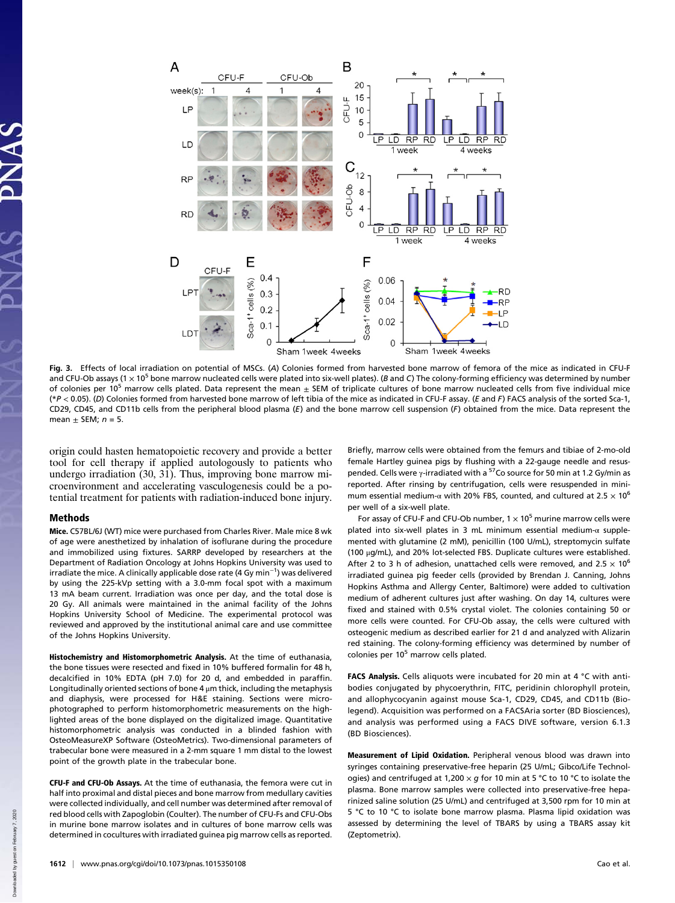Fig. 3. Effects of local irradiation on potential of MSCs. (*A*) Colonies formed from harvested bone marrow of femora of the mice as indicated in CFU-F and CFU-Ob assays ($1 \times 10^5$ bone marrow nucleated cells were plated into six-well plates). (*B* and *C*) The colony-forming efficiency was determined by number of colonies per $10^5$ marrow cells plated. Data represent the mean ± SEM of triplicate cultures of bone marrow nucleated cells from five individual mice (\*$P < 0.05$). (*D*) Colonies formed from harvested bone marrow of left tibia of the mice as indicated in CFU-F assay. (*E* and *F*) FACS analysis of the sorted Sca-1, CD29, CD45, and CD11b cells from the peripheral blood plasma (*E*) and the bone marrow cell suspension (*F*) obtained from the mice. Data represent the mean ± SEM; $n = 5$.

origin could hasten hematopoietic recovery and provide a better tool for cell therapy if applied autologously to patients who undergo irradiation (30, 31). Thus, improving bone marrow microenvironment and accelerating vasculogenesis could be a potential treatment for patients with radiation-induced bone injury.

## Methods

**Mice.** C57BL/6J (WT) mice were purchased from Charles River. Male mice 8 wk of age were anesthetized by inhalation of isoflurane during the procedure and immobilized using fixtures. SARRP developed by researchers at the Department of Radiation Oncology at Johns Hopkins University was used to irradiate the mice. A clinically applicable dose rate (4 Gy $min^{-1}$) was delivered by using the 225-kVp setting with a 3.0-mm focal spot with a maximum 13 mA beam current. Irradiation was once per day, and the total dose is 20 Gy. All animals were maintained in the animal facility of the Johns Hopkins University School of Medicine. The experimental protocol was reviewed and approved by the institutional animal care and use committee of the Johns Hopkins University.

**Histochemistry and Histomorphometric Analysis.** At the time of euthanasia, the bone tissues were resected and fixed in 10% buffered formalin for 48 h, decalcified in 10% EDTA (pH 7.0) for 20 d, and embedded in paraffin. Longitudinally oriented sections of bone 4 μm thick, including the metaphysis and diaphysis, were processed for H&E staining. Sections were microphotographed to perform histomorphometric measurements on the highlighted areas of the bone displayed on the digitalized image. Quantitative histomorphometric analysis was conducted in a blinded fashion with OsteoMeasureXP Software (OsteoMetrics). Two-dimensional parameters of trabecular bone were measured in a 2-mm square 1 mm distal to the lowest point of the growth plate in the trabecular bone.

**CFU-F and CFU-Ob Assays.** At the time of euthanasia, the femora were cut in half into proximal and distal pieces and bone marrow from medullary cavities were collected individually, and cell number was determined after removal of red blood cells with Zapoglobin (Coulter). The number of CFU-Fs and CFU-Obs in murine bone marrow isolates and in cultures of bone marrow cells was determined in cocultures with irradiated guinea pig marrow cells as reported. Briefly, marrow cells were obtained from the femurs and tibiae of 2-mo-old female Hartley guinea pigs by flushing with a 22-gauge needle and resuspended. Cells were γ-irradiated with a $^{57}Co$ source for 50 min at 1.2 Gy/min as reported. After rinsing by centrifugation, cells were resuspended in minimum essential medium-α with 20% FBS, counted, and cultured at $2.5 \times 10^6$ per well of a six-well plate.

For assay of CFU-F and CFU-Ob number, $1 \times 10^5$ murine marrow cells were plated into six-well plates in 3 mL minimum essential medium-α supplemented with glutamine (2 mM), penicillin (100 U/mL), streptomycin sulfate (100 μg/mL), and 20% lot-selected FBS. Duplicate cultures were established. After 2 to 3 h of adhesion, unattached cells were removed, and $2.5 \times 10^6$ irradiated guinea pig feeder cells (provided by Brendan J. Canning, Johns Hopkins Asthma and Allergy Center, Baltimore) were added to cultivation medium of adherent cultures just after washing. On day 14, cultures were fixed and stained with 0.5% crystal violet. The colonies containing 50 or more cells were counted. For CFU-Ob assay, the cells were cultured with osteogenic medium as described earlier for 21 d and analyzed with Alizarin red staining. The colony-forming efficiency was determined by number of colonies per $10^5$ marrow cells plated.

**FACS Analysis.** Cells aliquots were incubated for 20 min at 4 °C with antibodies conjugated by phycoerythrin, FITC, peridinin chlorophyll protein, and allophycocyanin against mouse Sca-1, CD29, CD45, and CD11b (Biolegend). Acquisition was performed on a FACSAria sorter (BD Biosciences), and analysis was performed using a FACS DIVE software, version 6.1.3 (BD Biosciences).

**Measurement of Lipid Oxidation.** Peripheral venous blood was drawn into syringes containing preservative-free heparin (25 U/mL; Gibco/Life Technologies) and centrifuged at $1,200 \times g$ for 10 min at 5 °C to 10 °C to isolate the plasma. Bone marrow samples were collected into preservative-free heparinized saline solution (25 U/mL) and centrifuged at 3,500 rpm for 10 min at 5 °C to 10 °C to isolate bone marrow plasma. Plasma lipid oxidation was assessed by determining the level of TBARS by using a TBARS assay kit (Zeptometrix).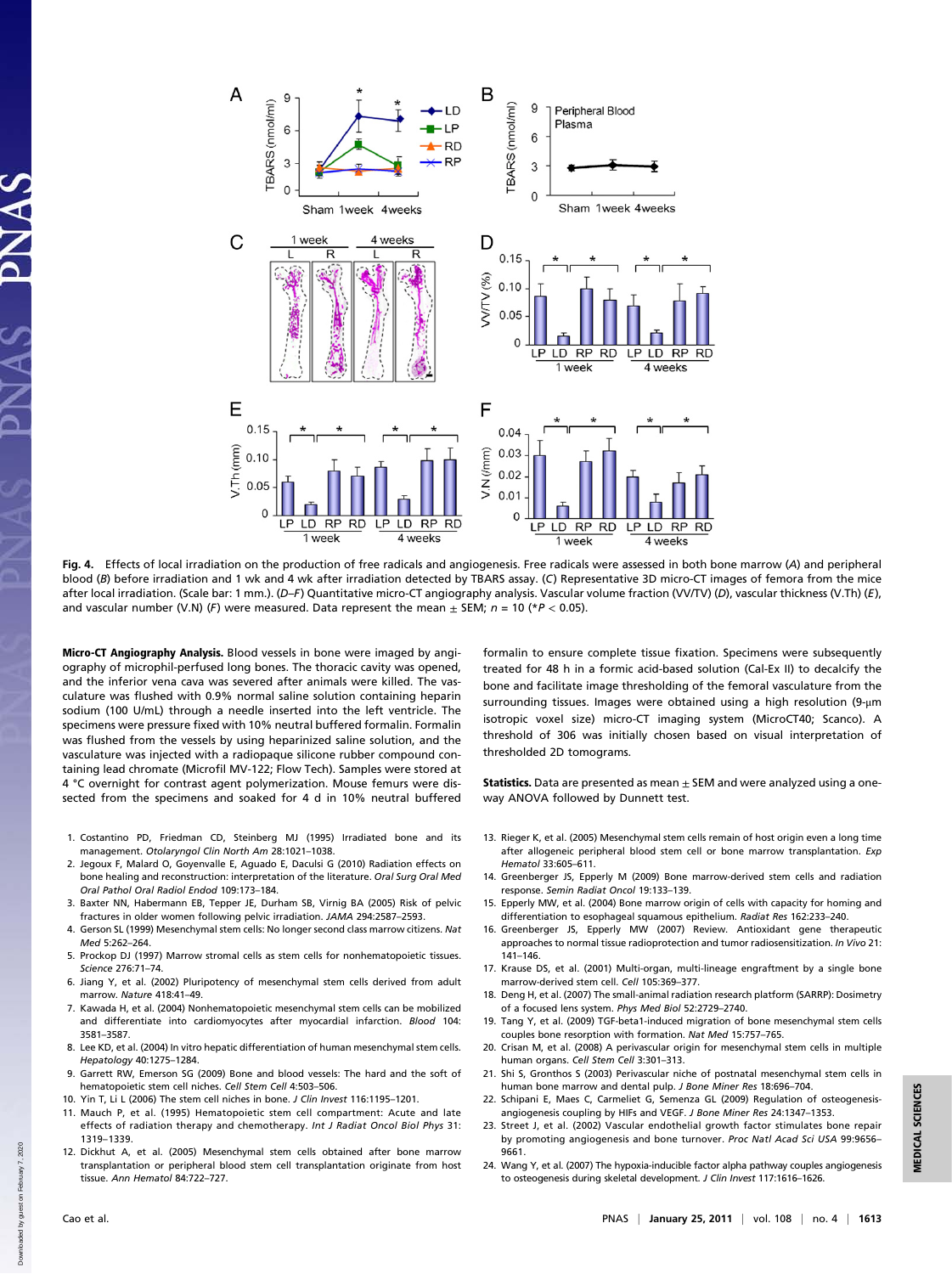**Fig. 4.** Effects of local irradiation on the production of free radicals and angiogenesis. Free radicals were assessed in both bone marrow (*A*) and peripheral blood (*B*) before irradiation and 1 wk and 4 wk after irradiation detected by TBARS assay. (*C*) Representative 3D micro-CT images of femora from the mice after local irradiation. (Scale bar: 1 mm.). (*D–F*) Quantitative micro-CT angiography analysis. Vascular volume fraction (VV/TV) (*D*), vascular thickness (V.Th) (*E*), and vascular number (V.N) (*F*) were measured. Data represent the mean ± SEM; $n = 10$ (* $P < 0.05$).

**Micro-CT Angiography Analysis.** Blood vessels in bone were imaged by angiography of microphil-perfused long bones. The thoracic cavity was opened, and the inferior vena cava was severed after animals were killed. The vasculature was flushed with 0.9% normal saline solution containing heparin sodium (100 U/mL) through a needle inserted into the left ventricle. The specimens were pressure fixed with 10% neutral buffered formalin. Formalin was flushed from the vessels by using heparinized saline solution, and the vasculature was injected with a radiopaque silicone rubber compound containing lead chromate (Microfil MV-122; Flow Tech). Samples were stored at 4 °C overnight for contrast agent polymerization. Mouse femurs were dissected from the specimens and soaked for 4 d in 10% neutral buffered formalin to ensure complete tissue fixation. Specimens were subsequently treated for 48 h in a formic acid-based solution (Cal-Ex II) to decalcify the bone and facilitate image thresholding of the femoral vasculature from the surrounding tissues. Images were obtained using a high resolution (9-μm isotropic voxel size) micro-CT imaging system (MicroCT40; Scanco). A threshold of 306 was initially chosen based on visual interpretation of thresholded 2D tomograms.

**Statistics.** Data are presented as mean ± SEM and were analyzed using a one-way ANOVA followed by Dunnett test.

1. Costantino PD, Friedman CD, Steinberg MJ (1995) Irradiated bone and its management. *Otolaryngol Clin North Am* 28:1021–1038.
2. Jegoux F, Malard O, Goyenvalle E, Aguado E, Daculsi G (2010) Radiation effects on bone healing and reconstruction: interpretation of the literature. *Oral Surg Oral Med Oral Pathol Oral Radiol Endod* 109:173–184.
3. Baxter NN, Habermann EB, Tepper JE, Durham SB, Virnig BA (2005) Risk of pelvic fractures in older women following pelvic irradiation. *JAMA* 294:2587–2593.
4. Gerson SL (1999) Mesenchymal stem cells: No longer second class marrow citizens. *Nat Med* 5:262–264.
5. Prockop DJ (1997) Marrow stromal cells as stem cells for nonhematopoietic tissues. *Science* 276:71–74.
6. Jiang Y, et al. (2002) Pluripotency of mesenchymal stem cells derived from adult marrow. *Nature* 418:41–49.
7. Kawada H, et al. (2004) Nonhematopoietic mesenchymal stem cells can be mobilized and differentiate into cardiomyocytes after myocardial infarction. *Blood* 104: 3581–3587.
8. Lee KD, et al. (2004) In vitro hepatic differentiation of human mesenchymal stem cells. *Hepatology* 40:1275–1284.
9. Garrett RW, Emerson SG (2009) Bone and blood vessels: The hard and the soft of hematopoietic stem cell niches. *Cell Stem Cell* 4:503–506.
10. Yin T, Li L (2006) The stem cell niches in bone. *J Clin Invest* 116:1195–1201.
11. Mauch P, et al. (1995) Hematopoietic stem cell compartment: Acute and late effects of radiation therapy and chemotherapy. *Int J Radiat Oncol Biol Phys* 31: 1319–1339.
12. Dickhut A, et al. (2005) Mesenchymal stem cells obtained after bone marrow transplantation or peripheral blood stem cell transplantation originate from host tissue. *Ann Hematol* 84:722–727.
13. Rieger K, et al. (2005) Mesenchymal stem cells remain of host origin even a long time after allogeneic peripheral blood stem cell or bone marrow transplantation. *Exp Hematol* 33:605–611.
14. Greenberger JS, Epperly M (2009) Bone marrow-derived stem cells and radiation response. *Semin Radiat Oncol* 19:133–139.
15. Epperly MW, et al. (2004) Bone marrow origin of cells with capacity for homing and differentiation to esophageal squamous epithelium. *Radiat Res* 162:233–240.
16. Greenberger JS, Epperly MW (2007) Review. Antioxidant gene therapeutic approaches to normal tissue radioprotection and tumor radiosensitization. *In Vivo* 21: 141–146.
17. Krause DS, et al. (2001) Multi-organ, multi-lineage engraftment by a single bone marrow-derived stem cell. *Cell* 105:369–377.
18. Deng H, et al. (2007) The small-animal radiation research platform (SARRP): Dosimetry of a focused lens system. *Phys Med Biol* 52:2729–2740.
19. Tang Y, et al. (2009) TGF-beta1-induced migration of bone mesenchymal stem cells couples bone resorption with formation. *Nat Med* 15:757–765.
20. Crisan M, et al. (2008) A perivascular origin for mesenchymal stem cells in multiple human organs. *Cell Stem Cell* 3:301–313.
21. Shi S, Gronthos S (2003) Perivascular niche of postnatal mesenchymal stem cells in human bone marrow and dental pulp. *J Bone Miner Res* 18:696–704.
22. Schipani E, Maes C, Carmeliet G, Semenza GL (2009) Regulation of osteogenesis-angiogenesis coupling by HIFs and VEGF. *J Bone Miner Res* 24:1347–1353.
23. Street J, et al. (2002) Vascular endothelial growth factor stimulates bone repair by promoting angiogenesis and bone turnover. *Proc Natl Acad Sci USA* 99:9656–9661.
24. Wang Y, et al. (2007) The hypoxia-inducible factor alpha pathway couples angiogenesis to osteogenesis during skeletal development. *J Clin Invest* 117:1616–1626.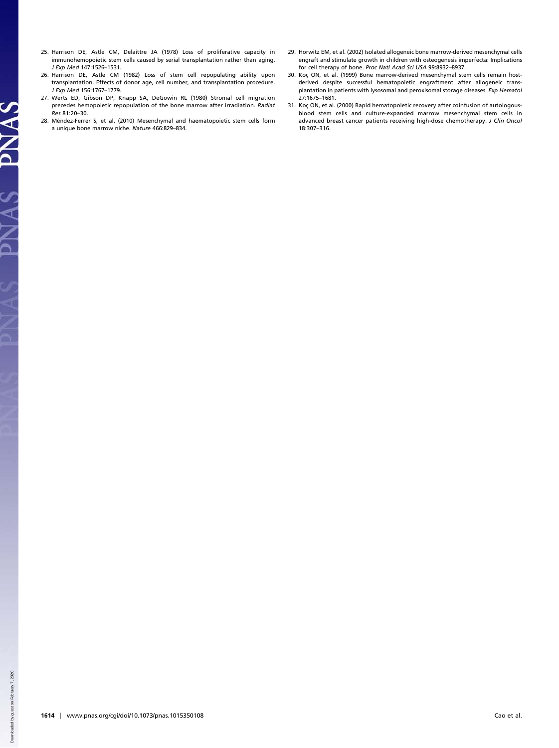25. Harrison DE, Astle CM, Delaittre JA (1978) Loss of proliferative capacity in immunohemopoietic stem cells caused by serial transplantation rather than aging. *J Exp Med* 147:1526–1531.
26. Harrison DE, Astle CM (1982) Loss of stem cell repopulating ability upon transplantation. Effects of donor age, cell number, and transplantation procedure. *J Exp Med* 156:1767–1779.
27. Werts ED, Gibson DP, Knapp SA, DeGowin RL (1980) Stromal cell migration precedes hemopoietic repopulation of the bone marrow after irradiation. *Radiat Res* 81:20–30.
28. Méndez-Ferrer S, et al. (2010) Mesenchymal and haematopoietic stem cells form a unique bone marrow niche. *Nature* 466:829–834.
29. Horwitz EM, et al. (2002) Isolated allogeneic bone marrow-derived mesenchymal cells engraft and stimulate growth in children with osteogenesis imperfecta: Implications for cell therapy of bone. *Proc Natl Acad Sci USA* 99:8932–8937.
30. Koç ON, et al. (1999) Bone marrow-derived mesenchymal stem cells remain host-derived despite successful hematopoietic engraftment after allogeneic transplantation in patients with lysosomal and peroxisomal storage diseases. *Exp Hematol* 27:1675–1681.
31. Koç ON, et al. (2000) Rapid hematopoietic recovery after coinfusion of autologous-blood stem cells and culture-expanded marrow mesenchymal stem cells in advanced breast cancer patients receiving high-dose chemotherapy. *J Clin Oncol* 18:307–316.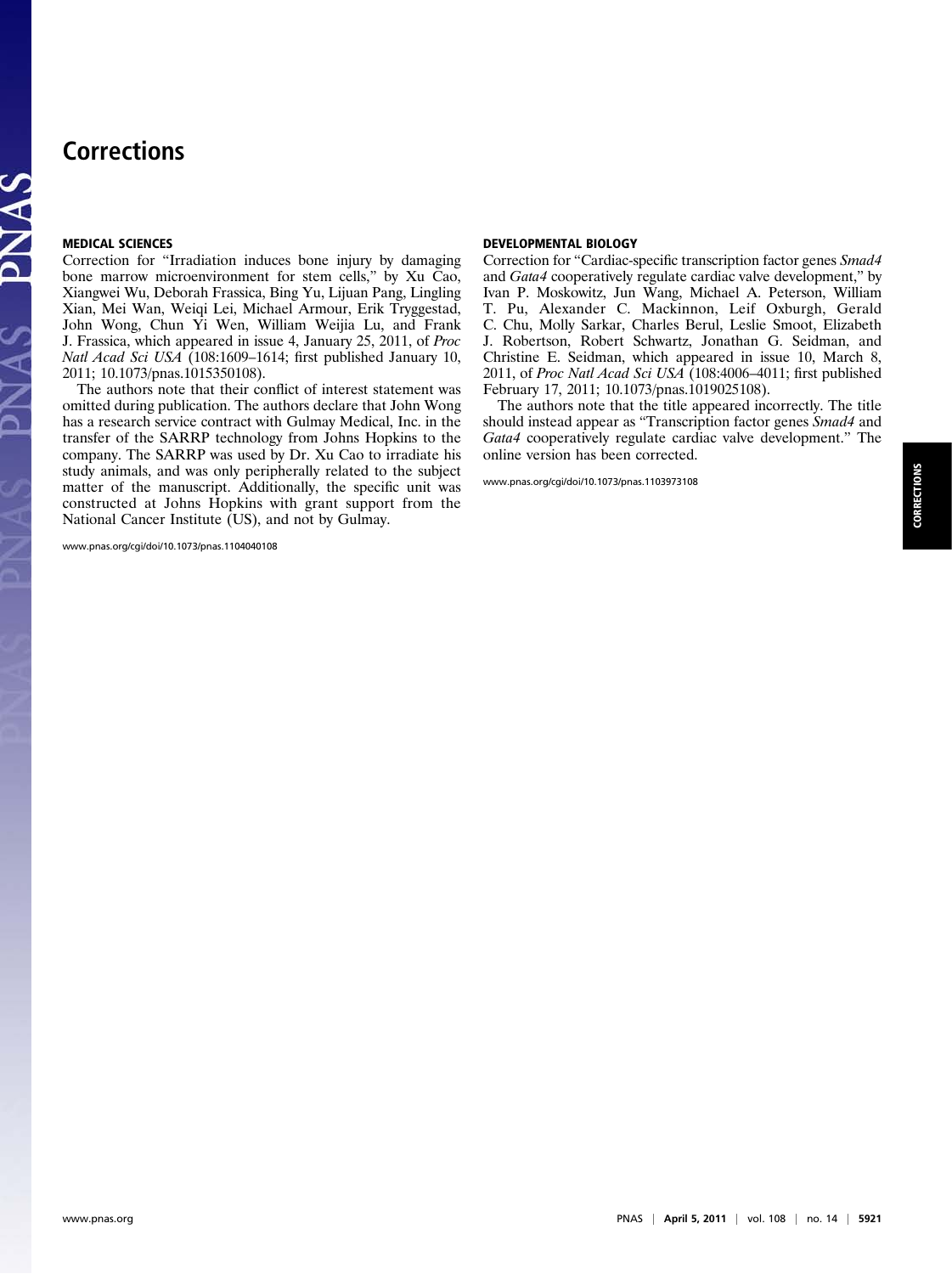# Corrections

## MEDICAL SCIENCES

Correction for "Irradiation induces bone injury by damaging bone marrow microenvironment for stem cells," by Xu Cao, Xiangwei Wu, Deborah Frassica, Bing Yu, Lijuan Pang, Lingling Xian, Mei Wan, Weiqi Lei, Michael Armour, Erik Tryggestad, John Wong, Chun Yi Wen, William Weijia Lu, and Frank J. Frassica, which appeared in issue 4, January 25, 2011, of *Proc Natl Acad Sci USA* (108:1609–1614; first published January 10, 2011; 10.1073/pnas.1015350108).

The authors note that their conflict of interest statement was omitted during publication. The authors declare that John Wong has a research service contract with Gulmay Medical, Inc. in the transfer of the SARRP technology from Johns Hopkins to the company. The SARRP was used by Dr. Xu Cao to irradiate his study animals, and was only peripherally related to the subject matter of the manuscript. Additionally, the specific unit was constructed at Johns Hopkins with grant support from the National Cancer Institute (US), and not by Gulmay.

www.pnas.org/cgi/doi/10.1073/pnas.1104040108

## DEVELOPMENTAL BIOLOGY

Correction for "Cardiac-specific transcription factor genes *Smad4* and *Gata4* cooperatively regulate cardiac valve development," by Ivan P. Moskowitz, Jun Wang, Michael A. Peterson, William T. Pu, Alexander C. Mackinnon, Leif Oxburgh, Gerald C. Chu, Molly Sarkar, Charles Berul, Leslie Smoot, Elizabeth J. Robertson, Robert Schwartz, Jonathan G. Seidman, and Christine E. Seidman, which appeared in issue 10, March 8, 2011, of *Proc Natl Acad Sci USA* (108:4006–4011; first published February 17, 2011; 10.1073/pnas.1019025108).

The authors note that the title appeared incorrectly. The title should instead appear as "Transcription factor genes *Smad4* and *Gata4* cooperatively regulate cardiac valve development." The online version has been corrected.

www.pnas.org/cgi/doi/10.1073/pnas.1103973108